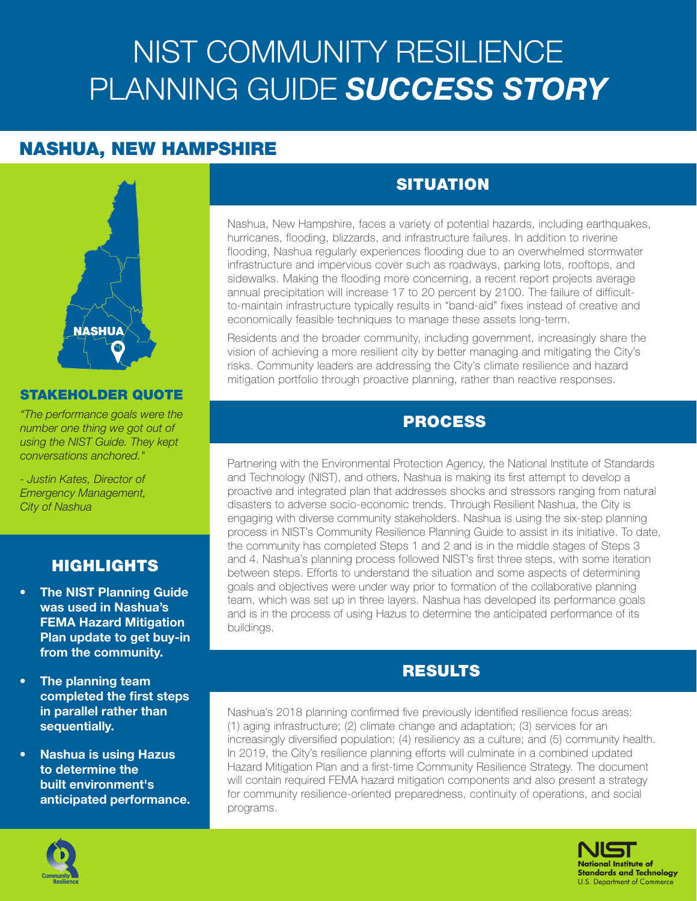# NIST COMMUNITY RESILIENCE PLANNING GUIDE ***SUCCESS STORY***

## NASHUA, NEW HAMPSHIRE

### SITUATION

Nashua, New Hampshire, faces a variety of potential hazards, including earthquakes, hurricanes, flooding, blizzards, and infrastructure failures. In addition to riverine flooding, Nashua regularly experiences flooding due to an overwhelmed stormwater infrastructure and impervious cover such as roadways, parking lots, rooftops, and sidewalks. Making the flooding more concerning, a recent report projects average annual precipitation will increase 17 to 20 percent by 2100. The failure of difficult-to-maintain infrastructure typically results in "band-aid" fixes instead of creative and economically feasible techniques to manage these assets long-term.

Residents and the broader community, including government, increasingly share the vision of achieving a more resilient city by better managing and mitigating the City's risks. Community leaders are addressing the City's climate resilience and hazard mitigation portfolio through proactive planning, rather than reactive responses.

### PROCESS

Partnering with the Environmental Protection Agency, the National Institute of Standards and Technology (NIST), and others, Nashua is making its first attempt to develop a proactive and integrated plan that addresses shocks and stressors ranging from natural disasters to adverse socio-economic trends. Through Resilient Nashua, the City is engaging with diverse community stakeholders. Nashua is using the six-step planning process in NIST's Community Resilience Planning Guide to assist in its initiative. To date, the community has completed Steps 1 and 2 and is in the middle stages of Steps 3 and 4. Nashua's planning process followed NIST's first three steps, with some iteration between steps. Efforts to understand the situation and some aspects of determining goals and objectives were under way prior to formation of the collaborative planning team, which was set up in three layers. Nashua has developed its performance goals and is in the process of using Hazus to determine the anticipated performance of its buildings.

### RESULTS

Nashua's 2018 planning confirmed five previously identified resilience focus areas: (1) aging infrastructure; (2) climate change and adaptation; (3) services for an increasingly diversified population; (4) resiliency as a culture; and (5) community health. In 2019, the City's resilience planning efforts will culminate in a combined updated Hazard Mitigation Plan and a first-time Community Resilience Strategy. The document will contain required FEMA hazard mitigation components and also present a strategy for community resilience-oriented preparedness, continuity of operations, and social programs.

### STAKEHOLDER QUOTE

*"The performance goals were the number one thing we got out of using the NIST Guide. They kept conversations anchored."*

*- Justin Kates, Director of Emergency Management, City of Nashua*

### HIGHLIGHTS

- **The NIST Planning Guide was used in Nashua's FEMA Hazard Mitigation Plan update to get buy-in from the community.**
- **The planning team completed the first steps in parallel rather than sequentially.**
- **Nashua is using Hazus to determine the built environment's anticipated performance.**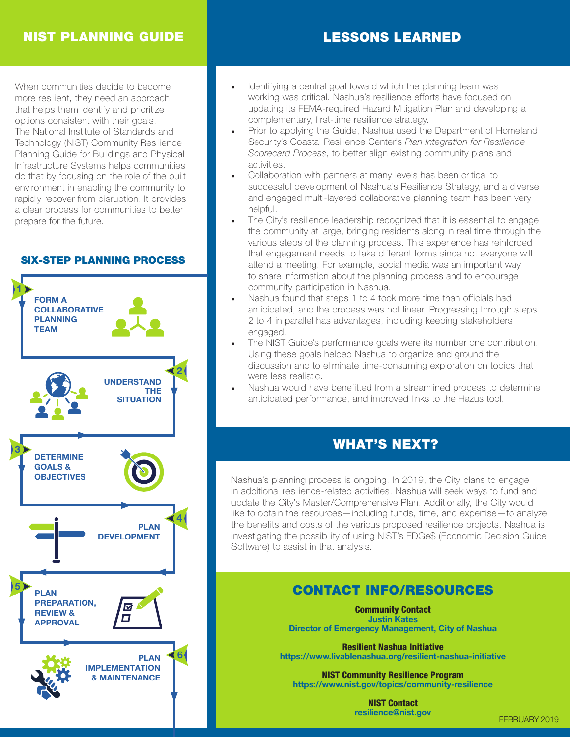## NIST PLANNING GUIDE

When communities decide to become more resilient, they need an approach that helps them identify and prioritize options consistent with their goals. The National Institute of Standards and Technology (NIST) Community Resilience Planning Guide for Buildings and Physical Infrastructure Systems helps communities do that by focusing on the role of the built environment in enabling the community to rapidly recover from disruption. It provides a clear process for communities to better prepare for the future.

### SIX-STEP PLANNING PROCESS

1. FORM A COLLABORATIVE PLANNING TEAM
2. UNDERSTAND THE SITUATION
3. DETERMINE GOALS & OBJECTIVES
4. PLAN DEVELOPMENT
5. PLAN PREPARATION, REVIEW & APPROVAL
6. PLAN IMPLEMENTATION & MAINTENANCE

## LESSONS LEARNED

- Identifying a central goal toward which the planning team was working was critical. Nashua's resilience efforts have focused on updating its FEMA-required Hazard Mitigation Plan and developing a complementary, first-time resilience strategy.
- Prior to applying the Guide, Nashua used the Department of Homeland Security's Coastal Resilience Center's *Plan Integration for Resilience Scorecard Process*, to better align existing community plans and activities.
- Collaboration with partners at many levels has been critical to successful development of Nashua's Resilience Strategy, and a diverse and engaged multi-layered collaborative planning team has been very helpful.
- The City's resilience leadership recognized that it is essential to engage the community at large, bringing residents along in real time through the various steps of the planning process. This experience has reinforced that engagement needs to take different forms since not everyone will attend a meeting. For example, social media was an important way to share information about the planning process and to encourage community participation in Nashua.
- Nashua found that steps 1 to 4 took more time than officials had anticipated, and the process was not linear. Progressing through steps 2 to 4 in parallel has advantages, including keeping stakeholders engaged.
- The NIST Guide's performance goals were its number one contribution. Using these goals helped Nashua to organize and ground the discussion and to eliminate time-consuming exploration on topics that were less realistic.
- Nashua would have benefitted from a streamlined process to determine anticipated performance, and improved links to the Hazus tool.

## WHAT'S NEXT?

Nashua's planning process is ongoing. In 2019, the City plans to engage in additional resilience-related activities. Nashua will seek ways to fund and update the City's Master/Comprehensive Plan. Additionally, the City would like to obtain the resources—including funds, time, and expertise—to analyze the benefits and costs of the various proposed resilience projects. Nashua is investigating the possibility of using NIST's EDGe$ (Economic Decision Guide Software) to assist in that analysis.

## CONTACT INFO/RESOURCES

**Community Contact**
Justin Kates
Director of Emergency Management, City of Nashua

**Resilient Nashua Initiative**
https://www.livablenashua.org/resilient-nashua-initiative

**NIST Community Resilience Program**
https://www.nist.gov/topics/community-resilience

**NIST Contact**
resilience@nist.gov

FEBRUARY 2019